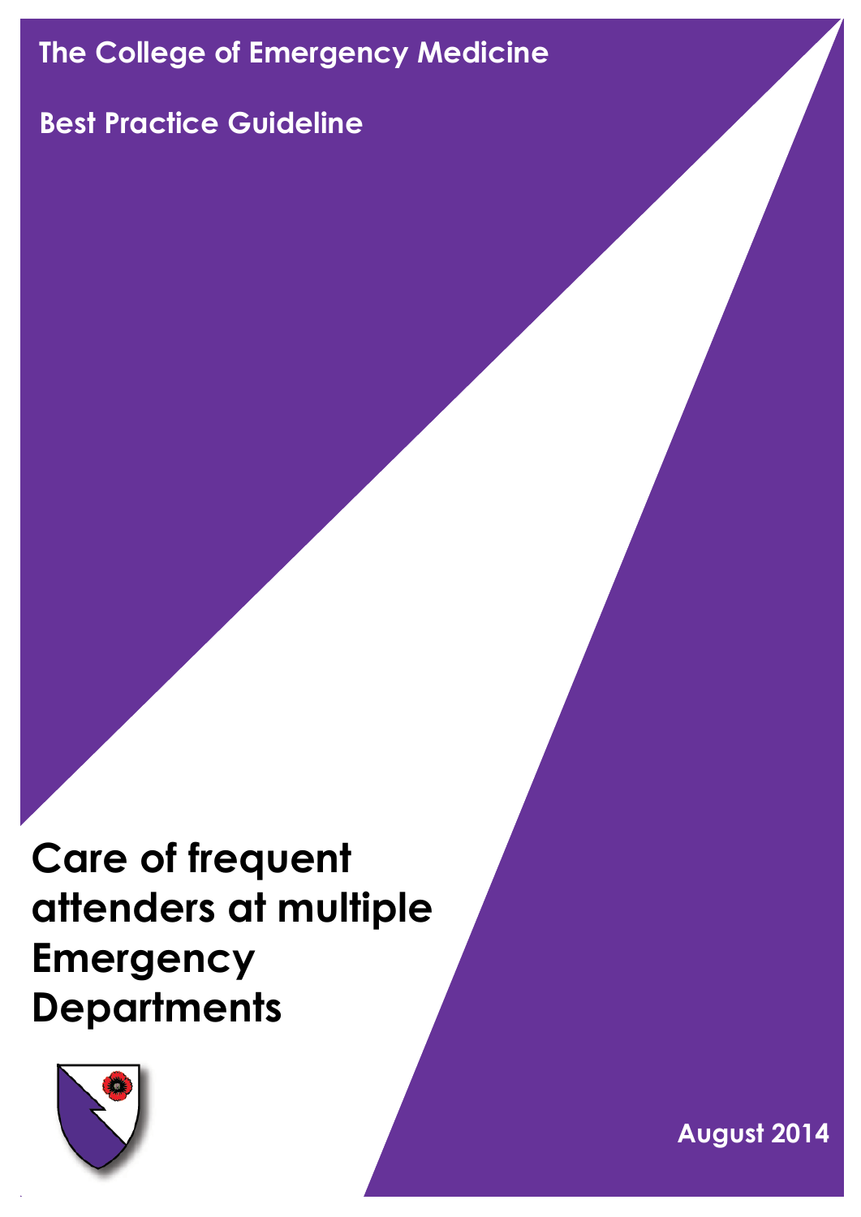The College of Emergency Medicine

Best Practice Guideline

# Care of frequent attenders at multiple Emergency Departments

August 2014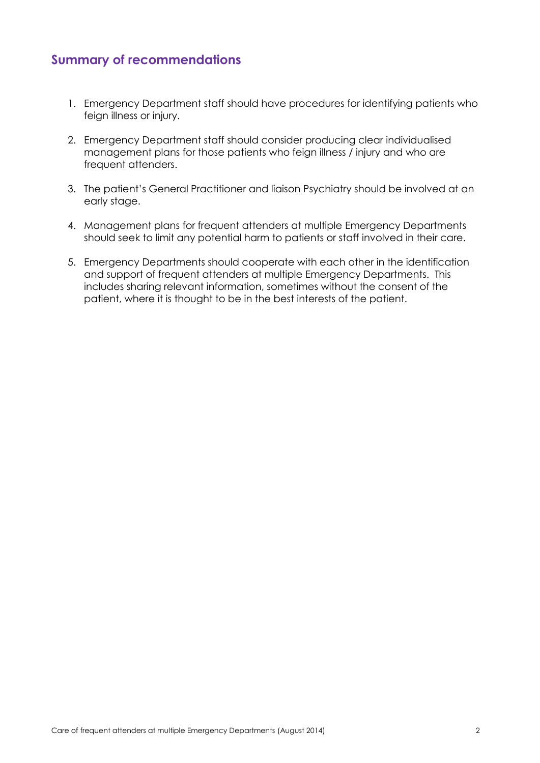## Summary of recommendations

1. Emergency Department staff should have procedures for identifying patients who feign illness or injury.

2. Emergency Department staff should consider producing clear individualised management plans for those patients who feign illness / injury and who are frequent attenders.

3. The patient's General Practitioner and liaison Psychiatry should be involved at an early stage.

4. Management plans for frequent attenders at multiple Emergency Departments should seek to limit any potential harm to patients or staff involved in their care.

5. Emergency Departments should cooperate with each other in the identification and support of frequent attenders at multiple Emergency Departments. This includes sharing relevant information, sometimes without the consent of the patient, where it is thought to be in the best interests of the patient.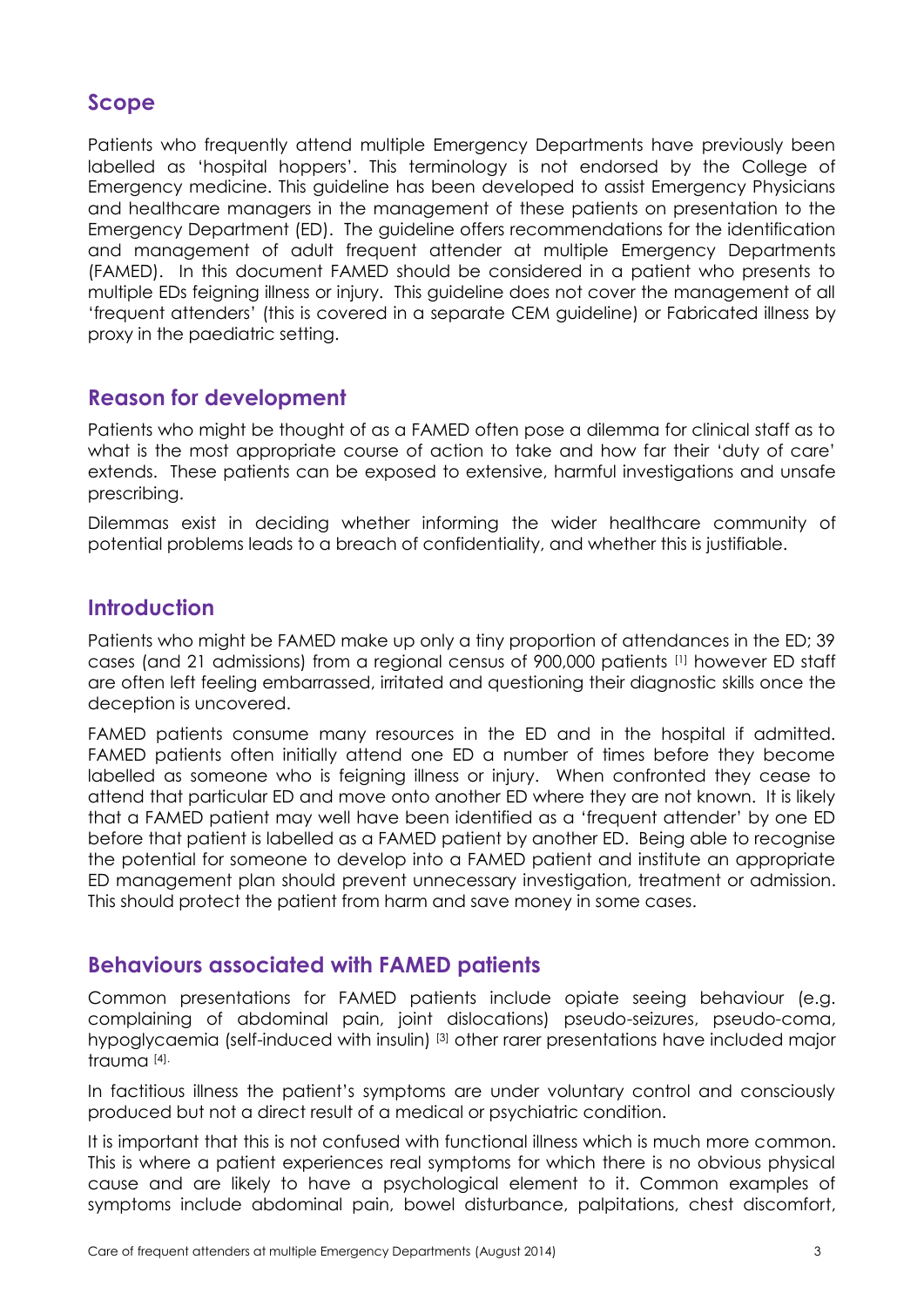## Scope

Patients who frequently attend multiple Emergency Departments have previously been labelled as 'hospital hoppers'. This terminology is not endorsed by the College of Emergency medicine. This guideline has been developed to assist Emergency Physicians and healthcare managers in the management of these patients on presentation to the Emergency Department (ED). The guideline offers recommendations for the identification and management of adult frequent attender at multiple Emergency Departments (FAMED). In this document FAMED should be considered in a patient who presents to multiple EDs feigning illness or injury. This guideline does not cover the management of all 'frequent attenders' (this is covered in a separate CEM guideline) or Fabricated illness by proxy in the paediatric setting.

## Reason for development

Patients who might be thought of as a FAMED often pose a dilemma for clinical staff as to what is the most appropriate course of action to take and how far their 'duty of care' extends. These patients can be exposed to extensive, harmful investigations and unsafe prescribing.

Dilemmas exist in deciding whether informing the wider healthcare community of potential problems leads to a breach of confidentiality, and whether this is justifiable.

## Introduction

Patients who might be FAMED make up only a tiny proportion of attendances in the ED; 39 cases (and 21 admissions) from a regional census of 900,000 patients [1] however ED staff are often left feeling embarrassed, irritated and questioning their diagnostic skills once the deception is uncovered.

FAMED patients consume many resources in the ED and in the hospital if admitted. FAMED patients often initially attend one ED a number of times before they become labelled as someone who is feigning illness or injury. When confronted they cease to attend that particular ED and move onto another ED where they are not known. It is likely that a FAMED patient may well have been identified as a 'frequent attender' by one ED before that patient is labelled as a FAMED patient by another ED. Being able to recognise the potential for someone to develop into a FAMED patient and institute an appropriate ED management plan should prevent unnecessary investigation, treatment or admission. This should protect the patient from harm and save money in some cases.

## Behaviours associated with FAMED patients

Common presentations for FAMED patients include opiate seeing behaviour (e.g. complaining of abdominal pain, joint dislocations) pseudo-seizures, pseudo-coma, hypoglycaemia (self-induced with insulin) [3] other rarer presentations have included major trauma [4].

In factitious illness the patient's symptoms are under voluntary control and consciously produced but not a direct result of a medical or psychiatric condition.

It is important that this is not confused with functional illness which is much more common. This is where a patient experiences real symptoms for which there is no obvious physical cause and are likely to have a psychological element to it. Common examples of symptoms include abdominal pain, bowel disturbance, palpitations, chest discomfort,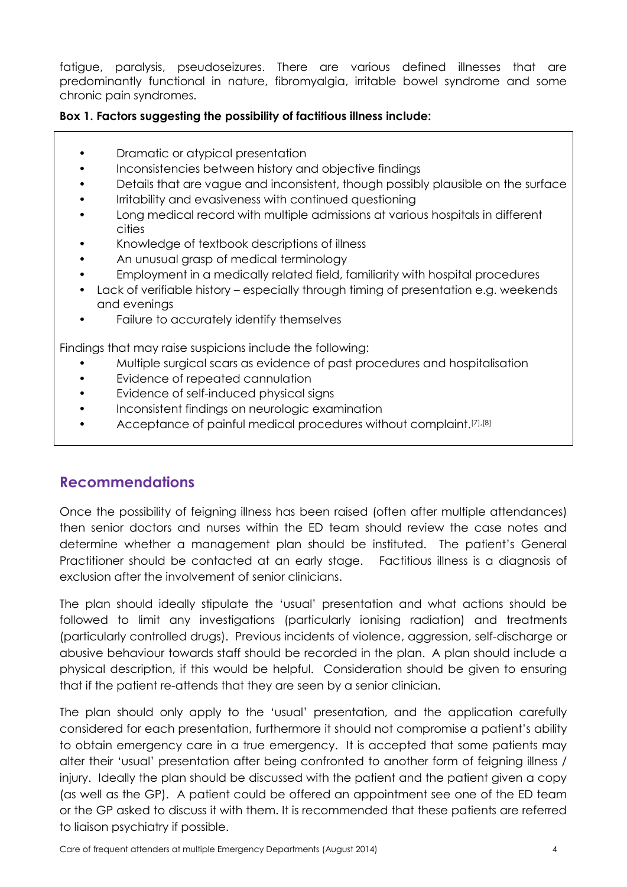fatigue, paralysis, pseudoseizures. There are various defined illnesses that are predominantly functional in nature, fibromyalgia, irritable bowel syndrome and some chronic pain syndromes.

**Box 1. Factors suggesting the possibility of factitious illness include:**

- Dramatic or atypical presentation
- Inconsistencies between history and objective findings
- Details that are vague and inconsistent, though possibly plausible on the surface
- Irritability and evasiveness with continued questioning
- Long medical record with multiple admissions at various hospitals in different cities
- Knowledge of textbook descriptions of illness
- An unusual grasp of medical terminology
- Employment in a medically related field, familiarity with hospital procedures
- Lack of verifiable history – especially through timing of presentation e.g. weekends and evenings
- Failure to accurately identify themselves

Findings that may raise suspicions include the following:

- Multiple surgical scars as evidence of past procedures and hospitalisation
- Evidence of repeated cannulation
- Evidence of self-induced physical signs
- Inconsistent findings on neurologic examination
- Acceptance of painful medical procedures without complaint.[7],[8]

## Recommendations

Once the possibility of feigning illness has been raised (often after multiple attendances) then senior doctors and nurses within the ED team should review the case notes and determine whether a management plan should be instituted. The patient's General Practitioner should be contacted at an early stage. Factitious illness is a diagnosis of exclusion after the involvement of senior clinicians.

The plan should ideally stipulate the 'usual' presentation and what actions should be followed to limit any investigations (particularly ionising radiation) and treatments (particularly controlled drugs). Previous incidents of violence, aggression, self-discharge or abusive behaviour towards staff should be recorded in the plan. A plan should include a physical description, if this would be helpful. Consideration should be given to ensuring that if the patient re-attends that they are seen by a senior clinician.

The plan should only apply to the 'usual' presentation, and the application carefully considered for each presentation, furthermore it should not compromise a patient's ability to obtain emergency care in a true emergency. It is accepted that some patients may alter their 'usual' presentation after being confronted to another form of feigning illness / injury. Ideally the plan should be discussed with the patient and the patient given a copy (as well as the GP). A patient could be offered an appointment see one of the ED team or the GP asked to discuss it with them. It is recommended that these patients are referred to liaison psychiatry if possible.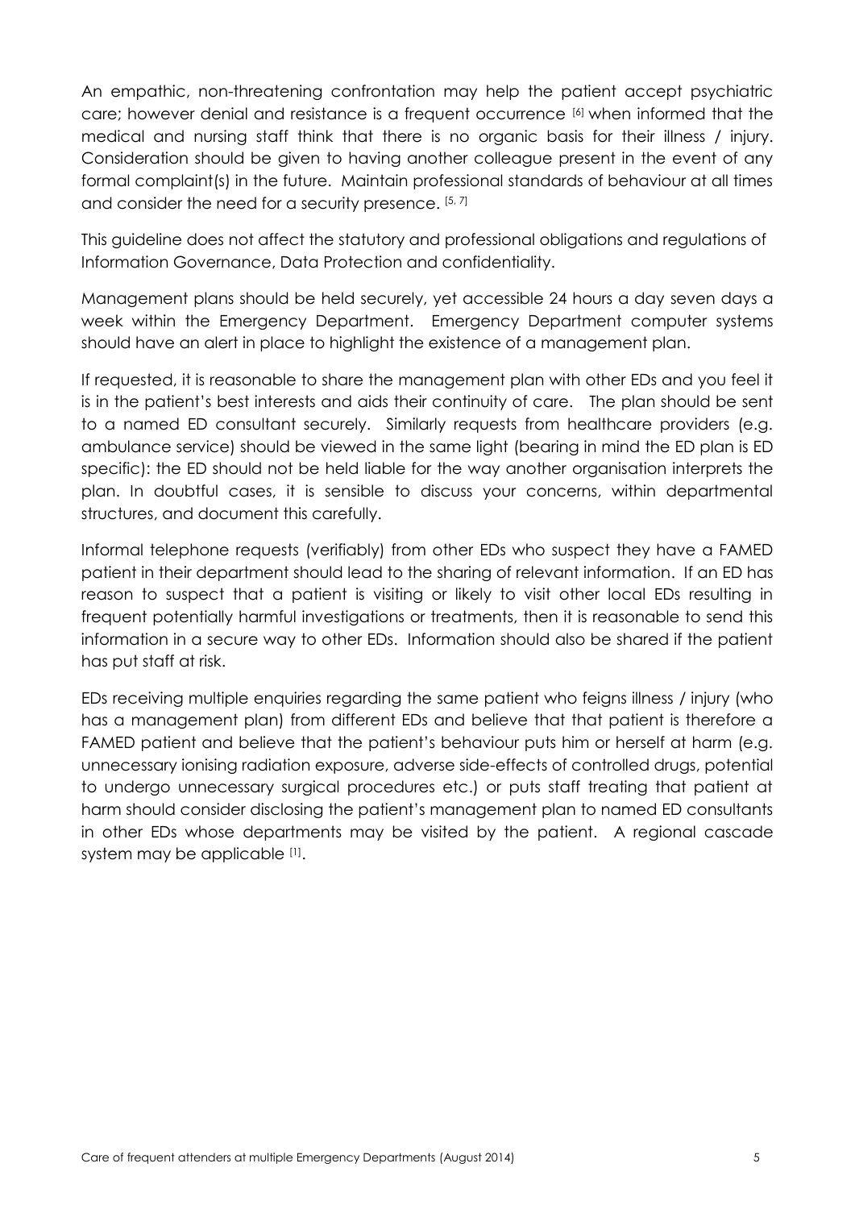An empathic, non-threatening confrontation may help the patient accept psychiatric care; however denial and resistance is a frequent occurrence [6] when informed that the medical and nursing staff think that there is no organic basis for their illness / injury. Consideration should be given to having another colleague present in the event of any formal complaint(s) in the future. Maintain professional standards of behaviour at all times and consider the need for a security presence. [5, 7]

This guideline does not affect the statutory and professional obligations and regulations of Information Governance, Data Protection and confidentiality.

Management plans should be held securely, yet accessible 24 hours a day seven days a week within the Emergency Department. Emergency Department computer systems should have an alert in place to highlight the existence of a management plan.

If requested, it is reasonable to share the management plan with other EDs and you feel it is in the patient's best interests and aids their continuity of care. The plan should be sent to a named ED consultant securely. Similarly requests from healthcare providers (e.g. ambulance service) should be viewed in the same light (bearing in mind the ED plan is ED specific): the ED should not be held liable for the way another organisation interprets the plan. In doubtful cases, it is sensible to discuss your concerns, within departmental structures, and document this carefully.

Informal telephone requests (verifiably) from other EDs who suspect they have a FAMED patient in their department should lead to the sharing of relevant information. If an ED has reason to suspect that a patient is visiting or likely to visit other local EDs resulting in frequent potentially harmful investigations or treatments, then it is reasonable to send this information in a secure way to other EDs. Information should also be shared if the patient has put staff at risk.

EDs receiving multiple enquiries regarding the same patient who feigns illness / injury (who has a management plan) from different EDs and believe that that patient is therefore a FAMED patient and believe that the patient's behaviour puts him or herself at harm (e.g. unnecessary ionising radiation exposure, adverse side-effects of controlled drugs, potential to undergo unnecessary surgical procedures etc.) or puts staff treating that patient at harm should consider disclosing the patient's management plan to named ED consultants in other EDs whose departments may be visited by the patient. A regional cascade system may be applicable [1].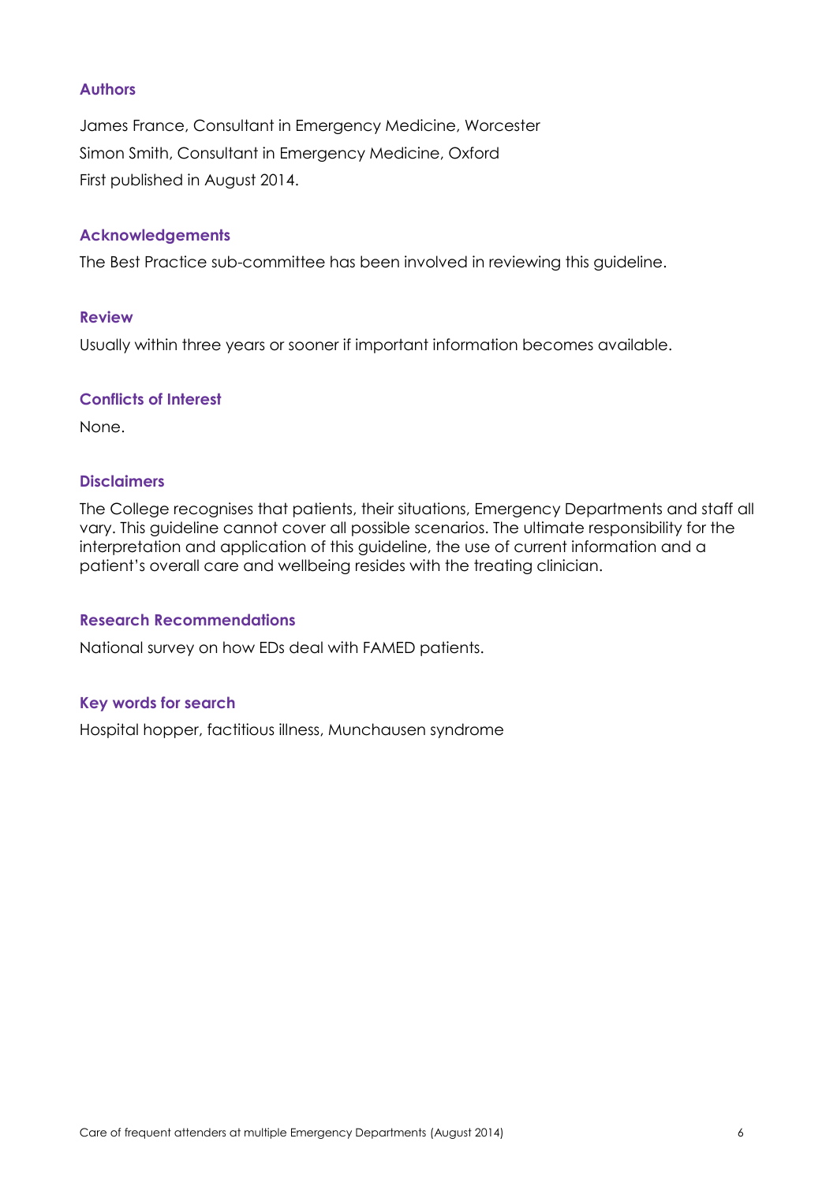## Authors

James France, Consultant in Emergency Medicine, Worcester
Simon Smith, Consultant in Emergency Medicine, Oxford
First published in August 2014.

## Acknowledgements

The Best Practice sub-committee has been involved in reviewing this guideline.

## Review

Usually within three years or sooner if important information becomes available.

## Conflicts of Interest

None.

## Disclaimers

The College recognises that patients, their situations, Emergency Departments and staff all vary. This guideline cannot cover all possible scenarios. The ultimate responsibility for the interpretation and application of this guideline, the use of current information and a patient's overall care and wellbeing resides with the treating clinician.

## Research Recommendations

National survey on how EDs deal with FAMED patients.

## Key words for search

Hospital hopper, factitious illness, Munchausen syndrome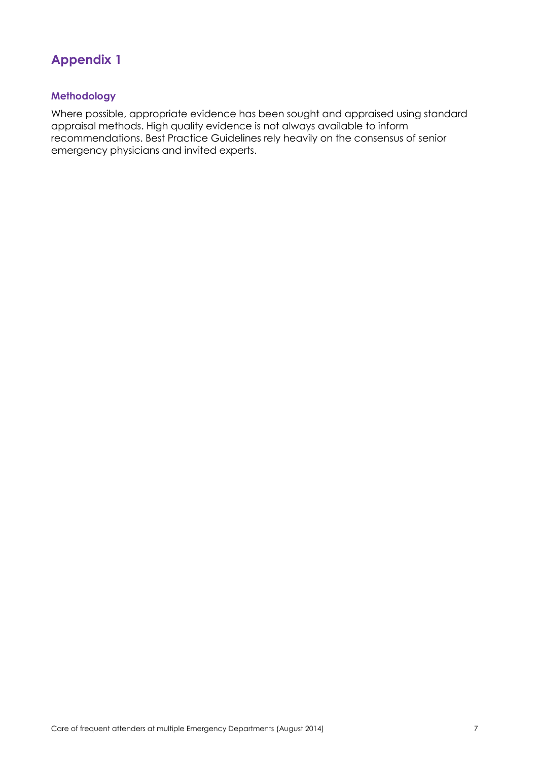# Appendix 1

## Methodology

Where possible, appropriate evidence has been sought and appraised using standard appraisal methods. High quality evidence is not always available to inform recommendations. Best Practice Guidelines rely heavily on the consensus of senior emergency physicians and invited experts.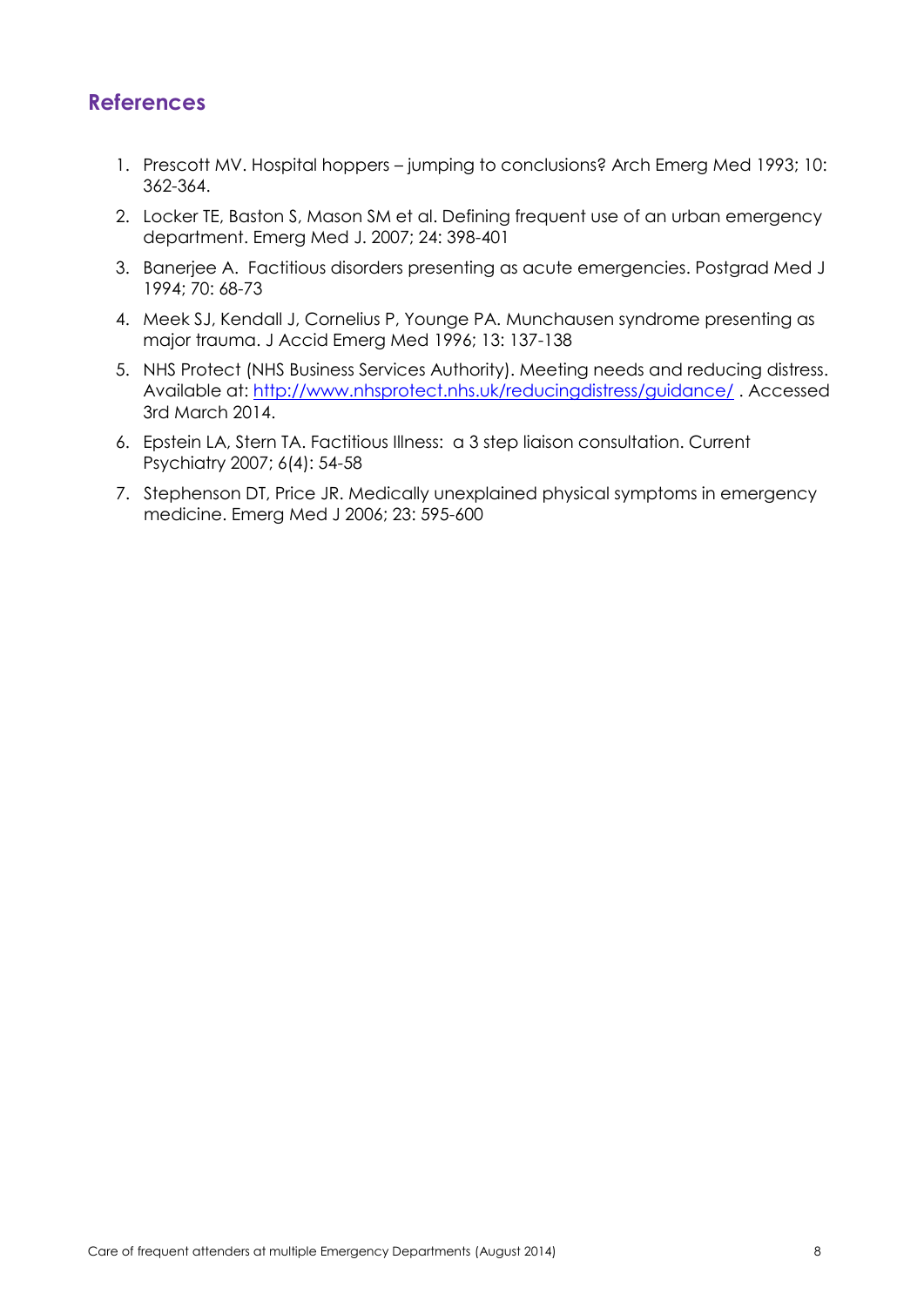## References

1. Prescott MV. Hospital hoppers – jumping to conclusions? Arch Emerg Med 1993; 10: 362-364.
2. Locker TE, Baston S, Mason SM et al. Defining frequent use of an urban emergency department. Emerg Med J. 2007; 24: 398-401
3. Banerjee A. Factitious disorders presenting as acute emergencies. Postgrad Med J 1994; 70: 68-73
4. Meek SJ, Kendall J, Cornelius P, Younge PA. Munchausen syndrome presenting as major trauma. J Accid Emerg Med 1996; 13: 137-138
5. NHS Protect (NHS Business Services Authority). Meeting needs and reducing distress. Available at: [http://www.nhsprotect.nhs.uk/reducingdistress/guidance/](http://www.nhsprotect.nhs.uk/reducingdistress/guidance/) . Accessed 3rd March 2014.
6. Epstein LA, Stern TA. Factitious Illness: a 3 step liaison consultation. Current Psychiatry 2007; 6(4): 54-58
7. Stephenson DT, Price JR. Medically unexplained physical symptoms in emergency medicine. Emerg Med J 2006; 23: 595-600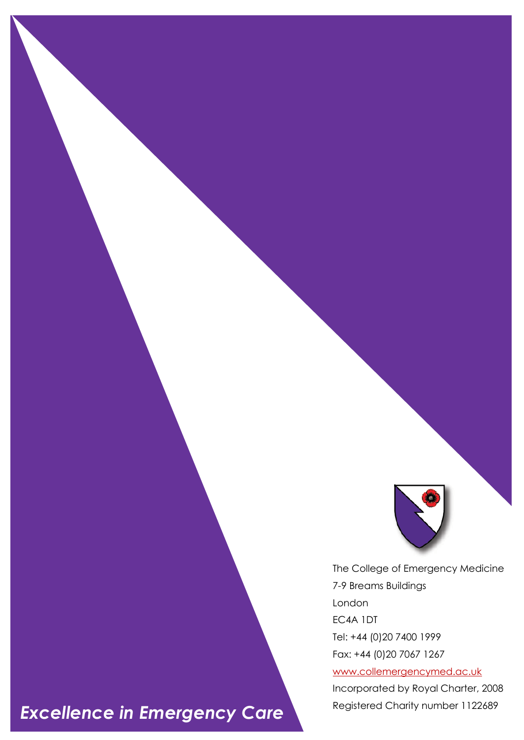The College of Emergency Medicine
7-9 Breams Buildings
London
EC4A 1DT
Tel: +44 (0)20 7400 1999
Fax: +44 (0)20 7067 1267
www.collemergencymed.ac.uk
Incorporated by Royal Charter, 2008
Registered Charity number 1122689

***Excellence in Emergency Care***